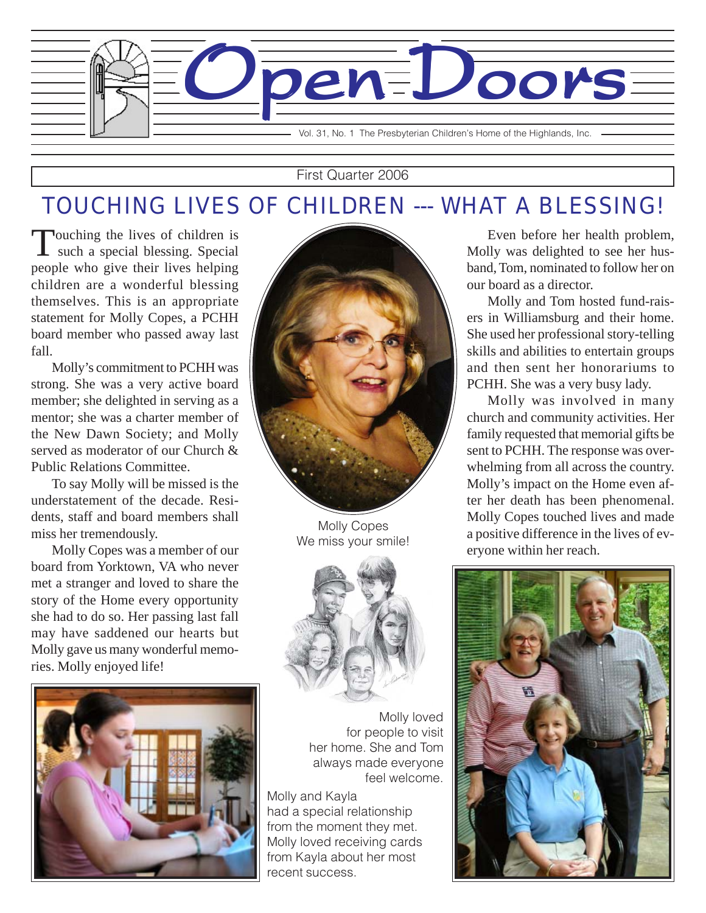# Open Doors

Vol. 31, No. 1 The Presbyterian Children's Home of the Highlands, Inc.

First Quarter 2006

## TOUCHING LIVES OF CHILDREN --- WHAT A BLESSING!

Touching the lives of children is such a special blessing. Special people who give their lives helping children are a wonderful blessing themselves. This is an appropriate statement for Molly Copes, a PCHH board member who passed away last fall.

Molly's commitment to PCHH was strong. She was a very active board member; she delighted in serving as a mentor; she was a charter member of the New Dawn Society; and Molly served as moderator of our Church & Public Relations Committee.

To say Molly will be missed is the understatement of the decade. Residents, staff and board members shall miss her tremendously.

Molly Copes was a member of our board from Yorktown, VA who never met a stranger and loved to share the story of the Home every opportunity she had to do so. Her passing last fall may have saddened our hearts but Molly gave us many wonderful memories. Molly enjoyed life!

Molly Copes
We miss your smile!

Molly loved for people to visit her home. She and Tom always made everyone feel welcome.

Molly and Kayla had a special relationship from the moment they met. Molly loved receiving cards from Kayla about her most recent success.

Even before her health problem, Molly was delighted to see her husband, Tom, nominated to follow her on our board as a director.

Molly and Tom hosted fund-raisers in Williamsburg and their home. She used her professional story-telling skills and abilities to entertain groups and then sent her honorariums to PCHH. She was a very busy lady.

Molly was involved in many church and community activities. Her family requested that memorial gifts be sent to PCHH. The response was overwhelming from all across the country. Molly's impact on the Home even after her death has been phenomenal. Molly Copes touched lives and made a positive difference in the lives of everyone within her reach.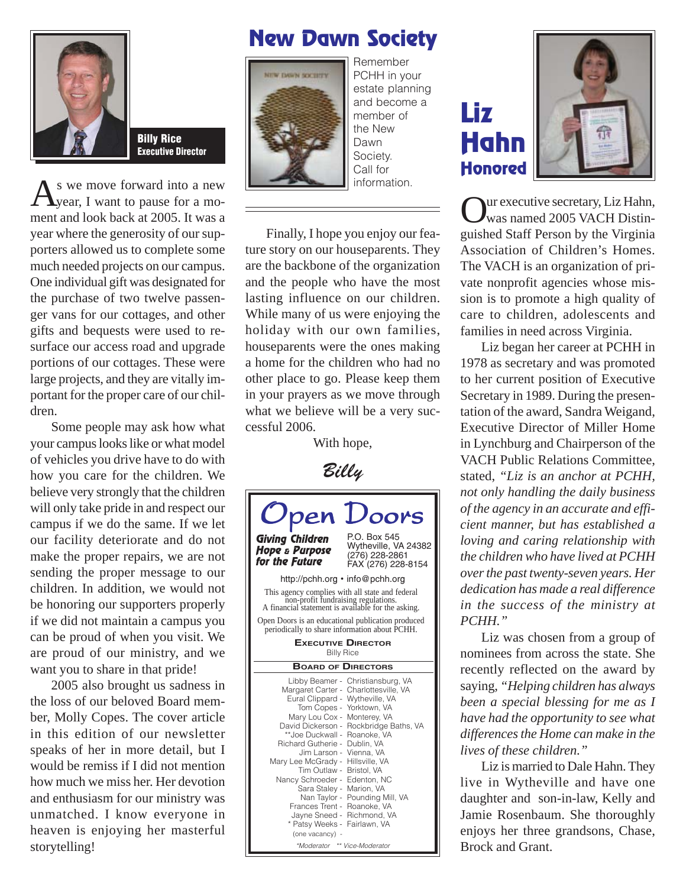**Billy Rice**
**Executive Director**

As we move forward into a new year, I want to pause for a moment and look back at 2005. It was a year where the generosity of our supporters allowed us to complete some much needed projects on our campus. One individual gift was designated for the purchase of two twelve passenger vans for our cottages, and other gifts and bequests were used to resurface our access road and upgrade portions of our cottages. These were large projects, and they are vitally important for the proper care of our children.

Some people may ask how what your campus looks like or what model of vehicles you drive have to do with how you care for the children. We believe very strongly that the children will only take pride in and respect our campus if we do the same. If we let our facility deteriorate and do not make the proper repairs, we are not sending the proper message to our children. In addition, we would not be honoring our supporters properly if we did not maintain a campus you can be proud of when you visit. We are proud of our ministry, and we want you to share in that pride!

2005 also brought us sadness in the loss of our beloved Board member, Molly Copes. The cover article in this edition of our newsletter speaks of her in more detail, but I would be remiss if I did not mention how much we miss her. Her devotion and enthusiasm for our ministry was unmatched. I know everyone in heaven is enjoying her masterful storytelling!

Finally, I hope you enjoy our feature story on our houseparents. They are the backbone of the organization and the people who have the most lasting influence on our children. While many of us were enjoying the holiday with our own families, houseparents were the ones making a home for the children who had no other place to go. Please keep them in your prayers as we move through what we believe will be a very successful 2006.

With hope,

*Billy*

## New Dawn Society

Remember PCHH in your estate planning and become a member of the New Dawn Society. Call for information.

## Open Doors

***Giving Children Hope & Purpose for the Future***

P.O. Box 545
Wytheville, VA 24382
(276) 228-2861
FAX (276) 228-8154

http://pchh.org • info@pchh.org

This agency complies with all state and federal non-profit fundraising regulations.
A financial statement is available for the asking.

Open Doors is an educational publication produced periodically to share information about PCHH.

**Executive Director**
Billy Rice

**Board of Directors**

Libby Beamer - Christiansburg, VA
Margaret Carter - Charlottesville, VA
Eural Clippard - Wytheville, VA
Tom Copes - Yorktown, VA
Mary Lou Cox - Monterey, VA
David Dickerson - Rockbridge Baths, VA
**Joe Duckwall - Roanoke, VA
Richard Gutherie - Dublin, VA
Jim Larson - Vienna, VA
Mary Lee McGrady - Hillsville, VA
Tim Outlaw - Bristol, VA
Nancy Schroeder - Edenton, NC
Sara Staley - Marion, VA
Nan Taylor - Pounding Mill, VA
Frances Trent - Roanoke, VA
Jayne Sneed - Richmond, VA
* Patsy Weeks - Fairlawn, VA
(one vacancy) -

*\*Moderator \*\* Vice-Moderator*

## Liz Hahn Honored

Our executive secretary, Liz Hahn, was named 2005 VACH Distinguished Staff Person by the Virginia Association of Children's Homes. The VACH is an organization of private nonprofit agencies whose mission is to promote a high quality of care to children, adolescents and families in need across Virginia.

Liz began her career at PCHH in 1978 as secretary and was promoted to her current position of Executive Secretary in 1989. During the presentation of the award, Sandra Weigand, Executive Director of Miller Home in Lynchburg and Chairperson of the VACH Public Relations Committee, stated, *"Liz is an anchor at PCHH, not only handling the daily business of the agency in an accurate and efficient manner, but has established a loving and caring relationship with the children who have lived at PCHH over the past twenty-seven years. Her dedication has made a real difference in the success of the ministry at PCHH."*

Liz was chosen from a group of nominees from across the state. She recently reflected on the award by saying, *"Helping children has always been a special blessing for me as I have had the opportunity to see what differences the Home can make in the lives of these children."*

Liz is married to Dale Hahn. They live in Wytheville and have one daughter and son-in-law, Kelly and Jamie Rosenbaum. She thoroughly enjoys her three grandsons, Chase, Brock and Grant.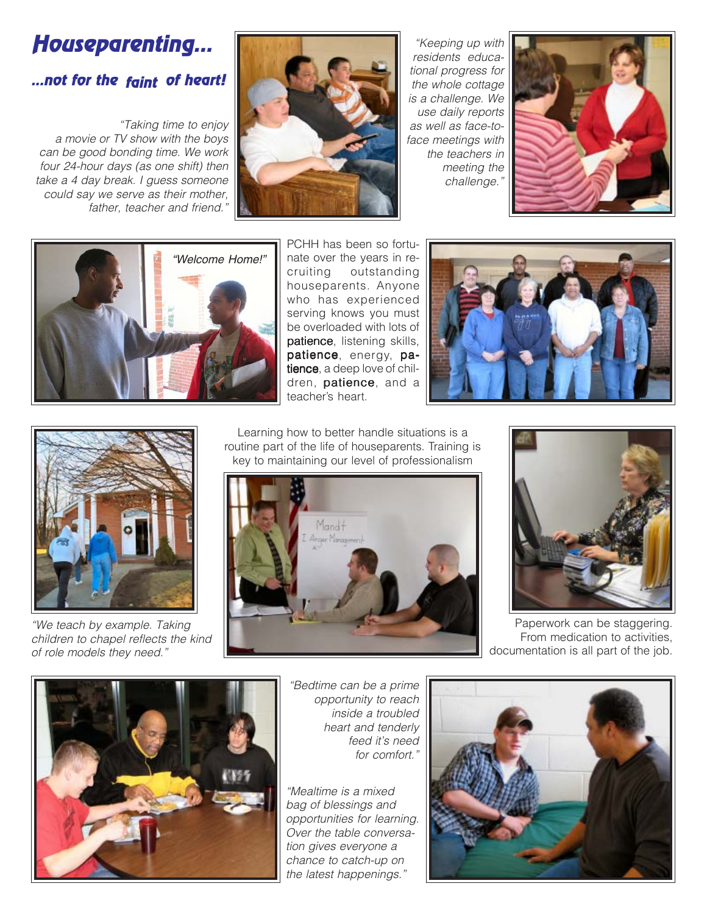# *Houseparenting...*

## *...not for the faint of heart!*

*"Taking time to enjoy a movie or TV show with the boys can be good bonding time. We work four 24-hour days (as one shift) then take a 4 day break. I guess someone could say we serve as their mother, father, teacher and friend."*

*"Keeping up with residents educational progress for the whole cottage is a challenge. We use daily reports as well as face-to-face meetings with the teachers in meeting the challenge."*

*"Welcome Home!"*

PCHH has been so fortunate over the years in recruiting outstanding houseparents. Anyone who has experienced serving knows you must be overloaded with lots of **patience**, listening skills, **patience**, energy, **patience**, a deep love of children, **patience**, and a teacher's heart.

*"We teach by example. Taking children to chapel reflects the kind of role models they need."*

Learning how to better handle situations is a routine part of the life of houseparents. Training is key to maintaining our level of professionalism

Paperwork can be staggering. From medication to activities, documentation is all part of the job.

*"Bedtime can be a prime opportunity to reach inside a troubled heart and tenderly feed it's need for comfort."*

*"Mealtime is a mixed bag of blessings and opportunities for learning. Over the table conversation gives everyone a chance to catch-up on the latest happenings."*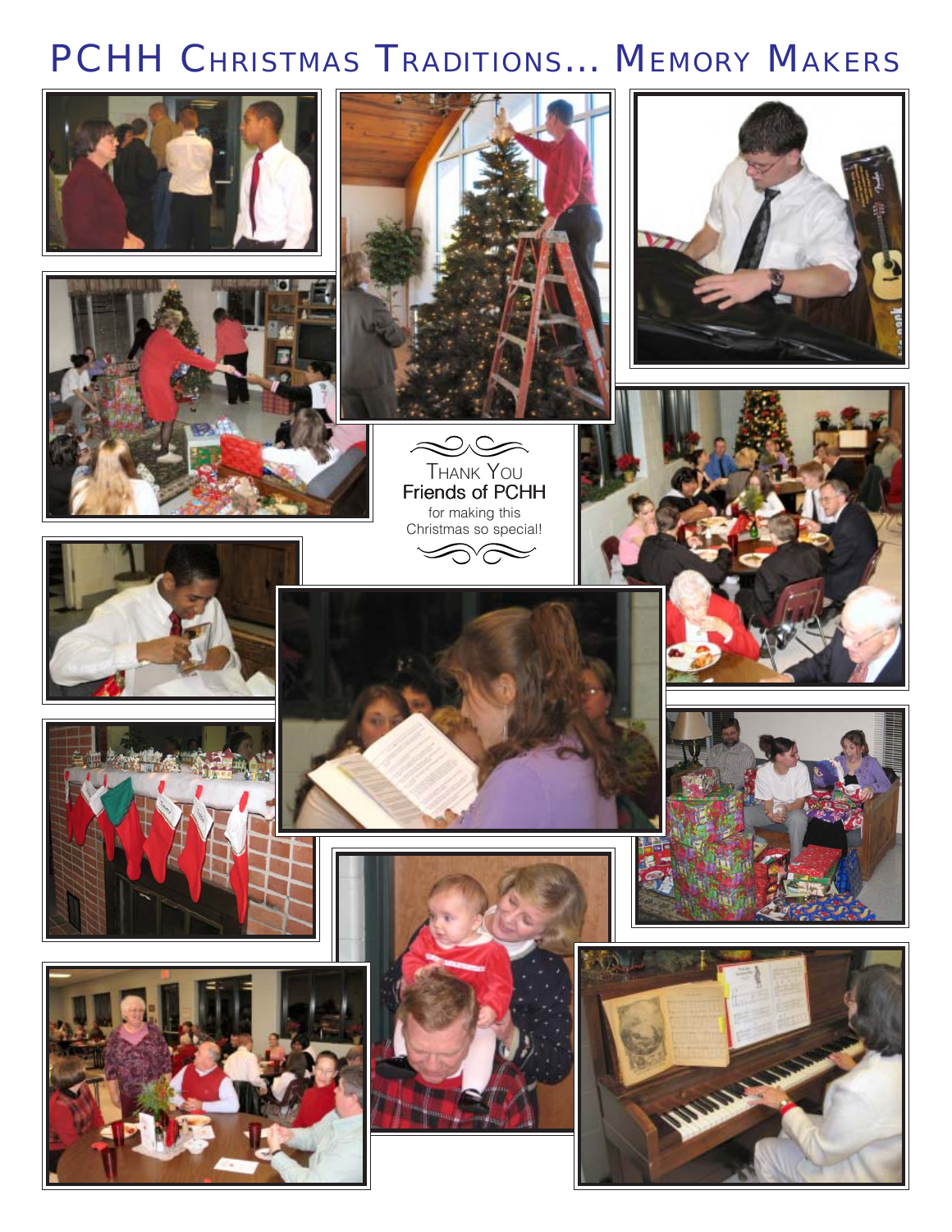# PCHH Christmas Traditions... Memory Makers

Thank You
**Friends of PCHH**
for making this
Christmas so special!